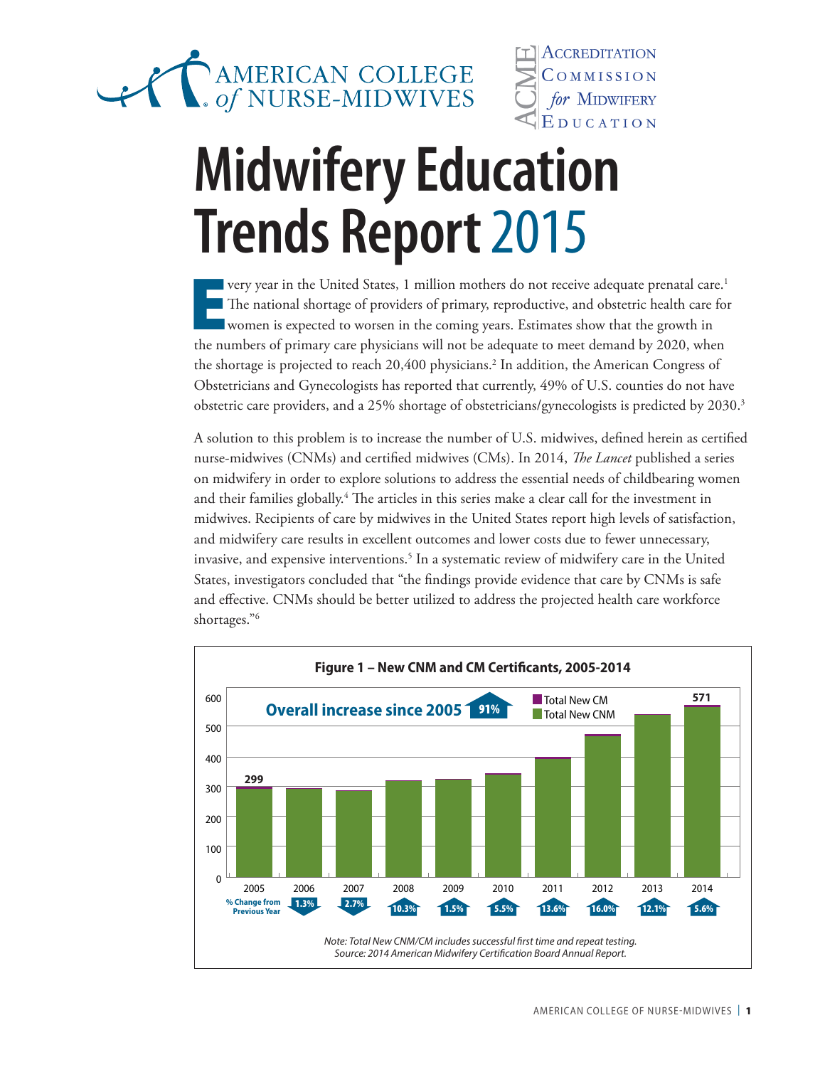AMERICAN COLLEGE of NURSE-MIDWIVES

ACME | Accreditation Commission for Midwifery Education

# Midwifery Education Trends Report 2015

Every year in the United States, 1 million mothers do not receive adequate prenatal care.[1] The national shortage of providers of primary, reproductive, and obstetric health care for women is expected to worsen in the coming years. Estimates show that the growth in the numbers of primary care physicians will not be adequate to meet demand by 2020, when the shortage is projected to reach 20,400 physicians.[2] In addition, the American Congress of Obstetricians and Gynecologists has reported that currently, 49% of U.S. counties do not have obstetric care providers, and a 25% shortage of obstetricians/gynecologists is predicted by 2030.[3]

A solution to this problem is to increase the number of U.S. midwives, defined herein as certified nurse-midwives (CNMs) and certified midwives (CMs). In 2014, *The Lancet* published a series on midwifery in order to explore solutions to address the essential needs of childbearing women and their families globally.[4] The articles in this series make a clear call for the investment in midwives. Recipients of care by midwives in the United States report high levels of satisfaction, and midwifery care results in excellent outcomes and lower costs due to fewer unnecessary, invasive, and expensive interventions.[5] In a systematic review of midwifery care in the United States, investigators concluded that "the findings provide evidence that care by CNMs is safe and effective. CNMs should be better utilized to address the projected health care workforce shortages."[6]

**Figure 1 – New CNM and CM Certificants, 2005-2014**

Overall increase since 2005: 91%

| Year | 2005 | 2006 | 2007 | 2008 | 2009 | 2010 | 2011 | 2012 | 2013 | 2014 |
|---|---|---|---|---|---|---|---|---|---|---|
| Total New CNM/CM | 299 | | | | | | | | | 571 |
| % Change from Previous Year | | 1.3% | 2.7% | 10.3% | 1.5% | 5.5% | 13.6% | 16.0% | 12.1% | 5.6% |

*Note: Total New CNM/CM includes successful first time and repeat testing.*
*Source: 2014 American Midwifery Certification Board Annual Report.*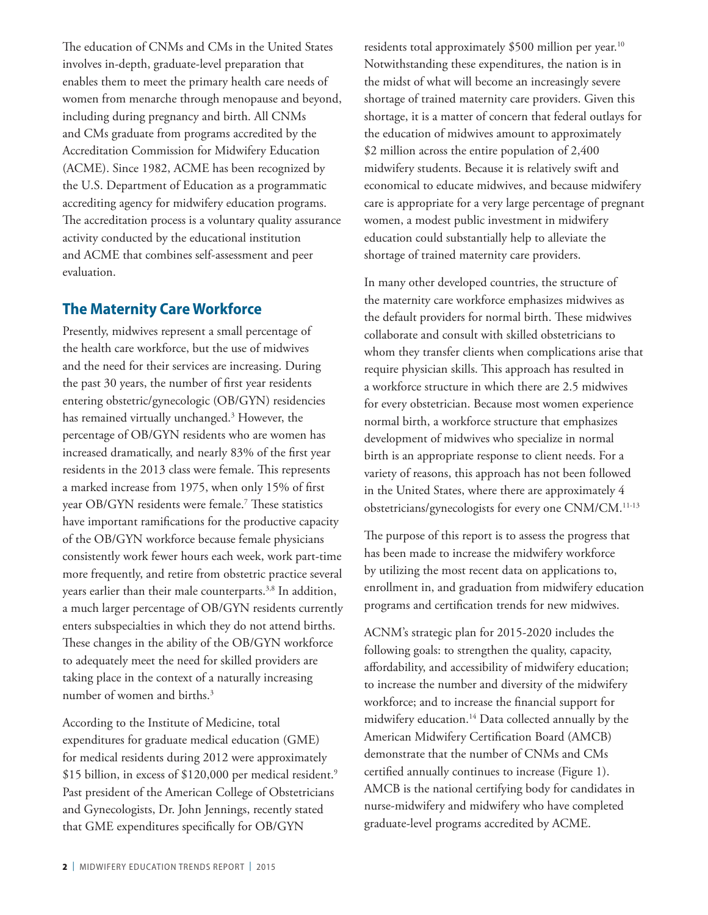The education of CNMs and CMs in the United States involves in-depth, graduate-level preparation that enables them to meet the primary health care needs of women from menarche through menopause and beyond, including during pregnancy and birth. All CNMs and CMs graduate from programs accredited by the Accreditation Commission for Midwifery Education (ACME). Since 1982, ACME has been recognized by the U.S. Department of Education as a programmatic accrediting agency for midwifery education programs. The accreditation process is a voluntary quality assurance activity conducted by the educational institution and ACME that combines self-assessment and peer evaluation.

## The Maternity Care Workforce

Presently, midwives represent a small percentage of the health care workforce, but the use of midwives and the need for their services are increasing. During the past 30 years, the number of first year residents entering obstetric/gynecologic (OB/GYN) residencies has remained virtually unchanged.[3] However, the percentage of OB/GYN residents who are women has increased dramatically, and nearly 83% of the first year residents in the 2013 class were female. This represents a marked increase from 1975, when only 15% of first year OB/GYN residents were female.[7] These statistics have important ramifications for the productive capacity of the OB/GYN workforce because female physicians consistently work fewer hours each week, work part-time more frequently, and retire from obstetric practice several years earlier than their male counterparts.[3,8] In addition, a much larger percentage of OB/GYN residents currently enters subspecialties in which they do not attend births. These changes in the ability of the OB/GYN workforce to adequately meet the need for skilled providers are taking place in the context of a naturally increasing number of women and births.[3]

According to the Institute of Medicine, total expenditures for graduate medical education (GME) for medical residents during 2012 were approximately \$15 billion, in excess of \$120,000 per medical resident.[9] Past president of the American College of Obstetricians and Gynecologists, Dr. John Jennings, recently stated that GME expenditures specifically for OB/GYN residents total approximately \$500 million per year.[10] Notwithstanding these expenditures, the nation is in the midst of what will become an increasingly severe shortage of trained maternity care providers. Given this shortage, it is a matter of concern that federal outlays for the education of midwives amount to approximately \$2 million across the entire population of 2,400 midwifery students. Because it is relatively swift and economical to educate midwives, and because midwifery care is appropriate for a very large percentage of pregnant women, a modest public investment in midwifery education could substantially help to alleviate the shortage of trained maternity care providers.

In many other developed countries, the structure of the maternity care workforce emphasizes midwives as the default providers for normal birth. These midwives collaborate and consult with skilled obstetricians to whom they transfer clients when complications arise that require physician skills. This approach has resulted in a workforce structure in which there are 2.5 midwives for every obstetrician. Because most women experience normal birth, a workforce structure that emphasizes development of midwives who specialize in normal birth is an appropriate response to client needs. For a variety of reasons, this approach has not been followed in the United States, where there are approximately 4 obstetricians/gynecologists for every one CNM/CM.[11-13]

The purpose of this report is to assess the progress that has been made to increase the midwifery workforce by utilizing the most recent data on applications to, enrollment in, and graduation from midwifery education programs and certification trends for new midwives.

ACNM's strategic plan for 2015-2020 includes the following goals: to strengthen the quality, capacity, affordability, and accessibility of midwifery education; to increase the number and diversity of the midwifery workforce; and to increase the financial support for midwifery education.[14] Data collected annually by the American Midwifery Certification Board (AMCB) demonstrate that the number of CNMs and CMs certified annually continues to increase (Figure 1). AMCB is the national certifying body for candidates in nurse-midwifery and midwifery who have completed graduate-level programs accredited by ACME.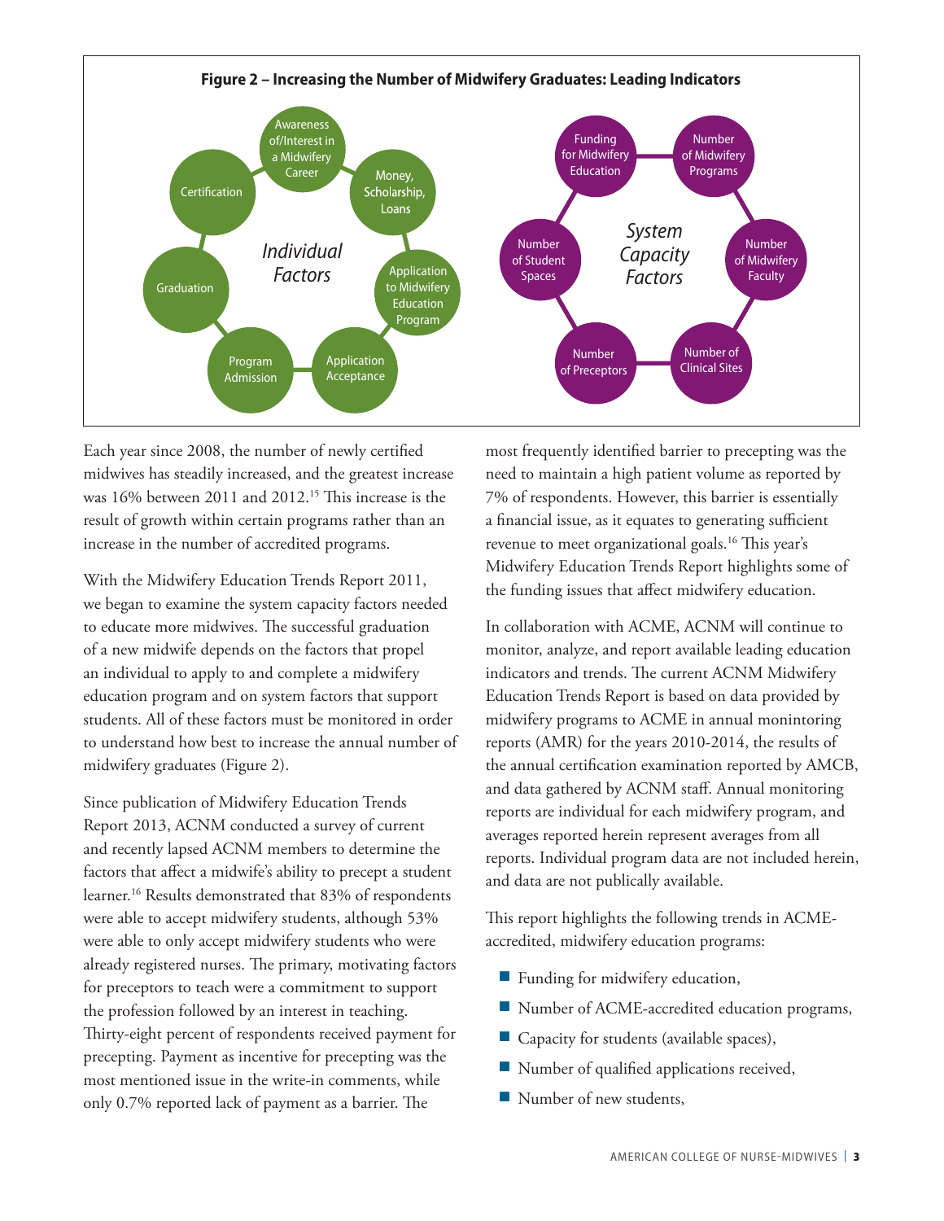**Figure 2 – Increasing the Number of Midwifery Graduates: Leading Indicators**

*Individual Factors*: Awareness of/Interest in a Midwifery Career; Money, Scholarship, Loans; Application to Midwifery Education Program; Application Acceptance; Program Admission; Graduation; Certification

*System Capacity Factors*: Funding for Midwifery Education; Number of Midwifery Programs; Number of Midwifery Faculty; Number of Clinical Sites; Number of Preceptors; Number of Student Spaces

Each year since 2008, the number of newly certified midwives has steadily increased, and the greatest increase was 16% between 2011 and 2012.[15] This increase is the result of growth within certain programs rather than an increase in the number of accredited programs.

With the Midwifery Education Trends Report 2011, we began to examine the system capacity factors needed to educate more midwives. The successful graduation of a new midwife depends on the factors that propel an individual to apply to and complete a midwifery education program and on system factors that support students. All of these factors must be monitored in order to understand how best to increase the annual number of midwifery graduates (Figure 2).

Since publication of Midwifery Education Trends Report 2013, ACNM conducted a survey of current and recently lapsed ACNM members to determine the factors that affect a midwife's ability to precept a student learner.[16] Results demonstrated that 83% of respondents were able to accept midwifery students, although 53% were able to only accept midwifery students who were already registered nurses. The primary, motivating factors for preceptors to teach were a commitment to support the profession followed by an interest in teaching. Thirty-eight percent of respondents received payment for precepting. Payment as incentive for precepting was the most mentioned issue in the write-in comments, while only 0.7% reported lack of payment as a barrier. The most frequently identified barrier to precepting was the need to maintain a high patient volume as reported by 7% of respondents. However, this barrier is essentially a financial issue, as it equates to generating sufficient revenue to meet organizational goals.[16] This year's Midwifery Education Trends Report highlights some of the funding issues that affect midwifery education.

In collaboration with ACME, ACNM will continue to monitor, analyze, and report available leading education indicators and trends. The current ACNM Midwifery Education Trends Report is based on data provided by midwifery programs to ACME in annual monintoring reports (AMR) for the years 2010-2014, the results of the annual certification examination reported by AMCB, and data gathered by ACNM staff. Annual monitoring reports are individual for each midwifery program, and averages reported herein represent averages from all reports. Individual program data are not included herein, and data are not publically available.

This report highlights the following trends in ACME-accredited, midwifery education programs:

- Funding for midwifery education,
- Number of ACME-accredited education programs,
- Capacity for students (available spaces),
- Number of qualified applications received,
- Number of new students,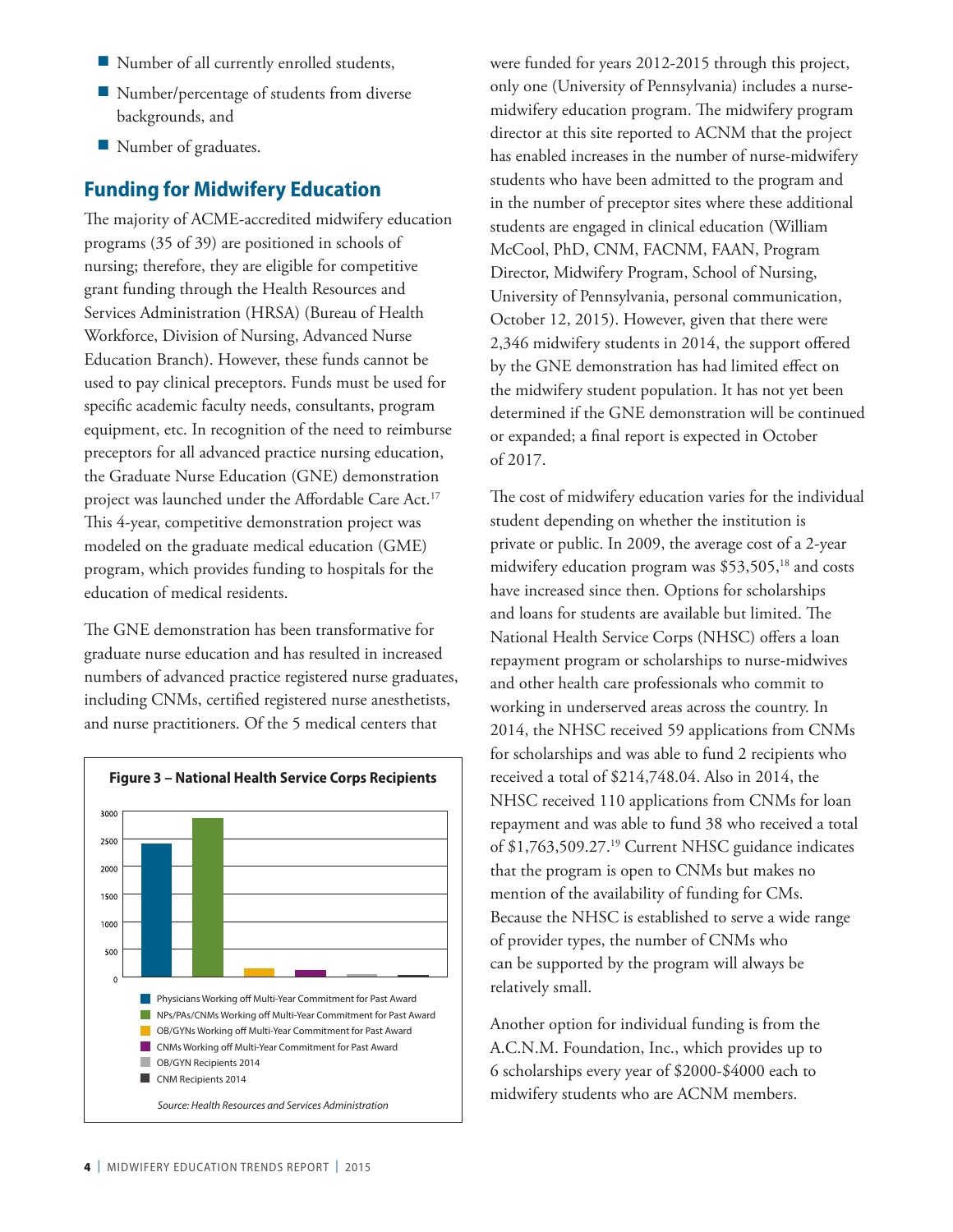- Number of all currently enrolled students,
- Number/percentage of students from diverse backgrounds, and
- Number of graduates.

## Funding for Midwifery Education

The majority of ACME-accredited midwifery education programs (35 of 39) are positioned in schools of nursing; therefore, they are eligible for competitive grant funding through the Health Resources and Services Administration (HRSA) (Bureau of Health Workforce, Division of Nursing, Advanced Nurse Education Branch). However, these funds cannot be used to pay clinical preceptors. Funds must be used for specific academic faculty needs, consultants, program equipment, etc. In recognition of the need to reimburse preceptors for all advanced practice nursing education, the Graduate Nurse Education (GNE) demonstration project was launched under the Affordable Care Act.[17] This 4-year, competitive demonstration project was modeled on the graduate medical education (GME) program, which provides funding to hospitals for the education of medical residents.

The GNE demonstration has been transformative for graduate nurse education and has resulted in increased numbers of advanced practice registered nurse graduates, including CNMs, certified registered nurse anesthetists, and nurse practitioners. Of the 5 medical centers that were funded for years 2012-2015 through this project, only one (University of Pennsylvania) includes a nurse-midwifery education program. The midwifery program director at this site reported to ACNM that the project has enabled increases in the number of nurse-midwifery students who have been admitted to the program and in the number of preceptor sites where these additional students are engaged in clinical education (William McCool, PhD, CNM, FACNM, FAAN, Program Director, Midwifery Program, School of Nursing, University of Pennsylvania, personal communication, October 12, 2015). However, given that there were 2,346 midwifery students in 2014, the support offered by the GNE demonstration has had limited effect on the midwifery student population. It has not yet been determined if the GNE demonstration will be continued or expanded; a final report is expected in October of 2017.

**Figure 3 – National Health Service Corps Recipients**

| Category | Approximate value |
|---|---|
| Physicians Working off Multi-Year Commitment for Past Award | ~2400 |
| NPs/PAs/CNMs Working off Multi-Year Commitment for Past Award | ~2870 |
| OB/GYNs Working off Multi-Year Commitment for Past Award | ~150 |
| CNMs Working off Multi-Year Commitment for Past Award | ~120 |
| OB/GYN Recipients 2014 | ~50 |
| CNM Recipients 2014 | ~40 |

*Source: Health Resources and Services Administration*

The cost of midwifery education varies for the individual student depending on whether the institution is private or public. In 2009, the average cost of a 2-year midwifery education program was $53,505,[18] and costs have increased since then. Options for scholarships and loans for students are available but limited. The National Health Service Corps (NHSC) offers a loan repayment program or scholarships to nurse-midwives and other health care professionals who commit to working in underserved areas across the country. In 2014, the NHSC received 59 applications from CNMs for scholarships and was able to fund 2 recipients who received a total of $214,748.04. Also in 2014, the NHSC received 110 applications from CNMs for loan repayment and was able to fund 38 who received a total of $1,763,509.27.[19] Current NHSC guidance indicates that the program is open to CNMs but makes no mention of the availability of funding for CMs. Because the NHSC is established to serve a wide range of provider types, the number of CNMs who can be supported by the program will always be relatively small.

Another option for individual funding is from the A.C.N.M. Foundation, Inc., which provides up to 6 scholarships every year of $2000-$4000 each to midwifery students who are ACNM members.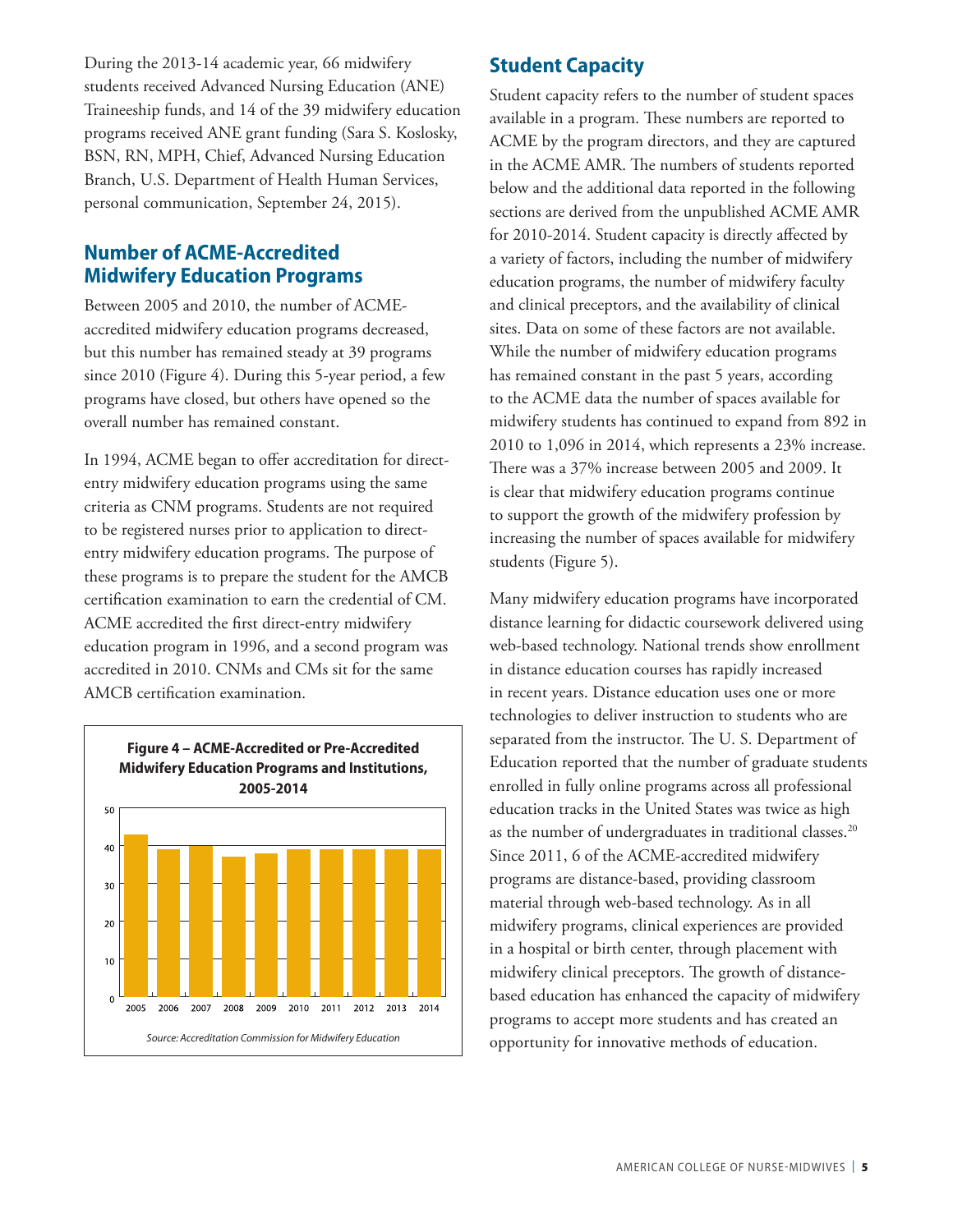During the 2013-14 academic year, 66 midwifery students received Advanced Nursing Education (ANE) Traineeship funds, and 14 of the 39 midwifery education programs received ANE grant funding (Sara S. Koslosky, BSN, RN, MPH, Chief, Advanced Nursing Education Branch, U.S. Department of Health Human Services, personal communication, September 24, 2015).

## Number of ACME-Accredited Midwifery Education Programs

Between 2005 and 2010, the number of ACME-accredited midwifery education programs decreased, but this number has remained steady at 39 programs since 2010 (Figure 4). During this 5-year period, a few programs have closed, but others have opened so the overall number has remained constant.

In 1994, ACME began to offer accreditation for direct-entry midwifery education programs using the same criteria as CNM programs. Students are not required to be registered nurses prior to application to direct-entry midwifery education programs. The purpose of these programs is to prepare the student for the AMCB certification examination to earn the credential of CM. ACME accredited the first direct-entry midwifery education program in 1996, and a second program was accredited in 2010. CNMs and CMs sit for the same AMCB certification examination.

**Figure 4 – ACME-Accredited or Pre-Accredited Midwifery Education Programs and Institutions, 2005-2014**

*Source: Accreditation Commission for Midwifery Education*

## Student Capacity

Student capacity refers to the number of student spaces available in a program. These numbers are reported to ACME by the program directors, and they are captured in the ACME AMR. The numbers of students reported below and the additional data reported in the following sections are derived from the unpublished ACME AMR for 2010-2014. Student capacity is directly affected by a variety of factors, including the number of midwifery education programs, the number of midwifery faculty and clinical preceptors, and the availability of clinical sites. Data on some of these factors are not available. While the number of midwifery education programs has remained constant in the past 5 years, according to the ACME data the number of spaces available for midwifery students has continued to expand from 892 in 2010 to 1,096 in 2014, which represents a 23% increase. There was a 37% increase between 2005 and 2009. It is clear that midwifery education programs continue to support the growth of the midwifery profession by increasing the number of spaces available for midwifery students (Figure 5).

Many midwifery education programs have incorporated distance learning for didactic coursework delivered using web-based technology. National trends show enrollment in distance education courses has rapidly increased in recent years. Distance education uses one or more technologies to deliver instruction to students who are separated from the instructor. The U. S. Department of Education reported that the number of graduate students enrolled in fully online programs across all professional education tracks in the United States was twice as high as the number of undergraduates in traditional classes.[20] Since 2011, 6 of the ACME-accredited midwifery programs are distance-based, providing classroom material through web-based technology. As in all midwifery programs, clinical experiences are provided in a hospital or birth center, through placement with midwifery clinical preceptors. The growth of distance-based education has enhanced the capacity of midwifery programs to accept more students and has created an opportunity for innovative methods of education.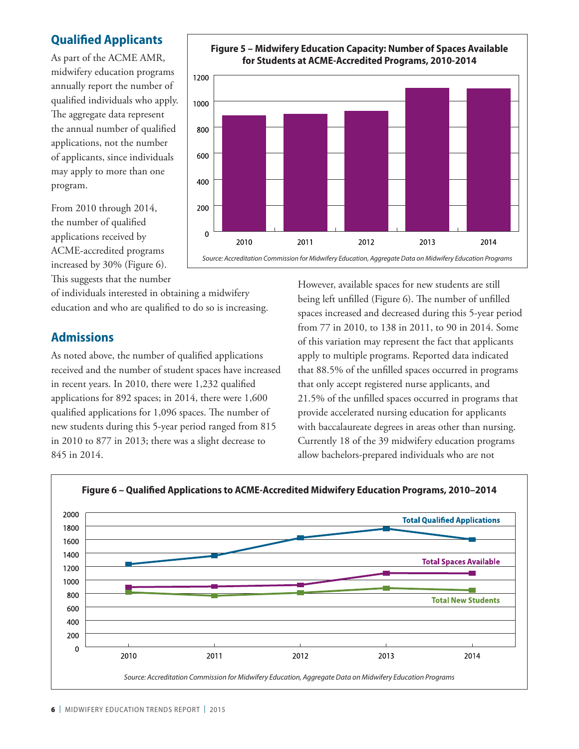## Qualified Applicants

As part of the ACME AMR, midwifery education programs annually report the number of qualified individuals who apply. The aggregate data represent the annual number of qualified applications, not the number of applicants, since individuals may apply to more than one program.

From 2010 through 2014, the number of qualified applications received by ACME-accredited programs increased by 30% (Figure 6). This suggests that the number of individuals interested in obtaining a midwifery education and who are qualified to do so is increasing.

**Figure 5 – Midwifery Education Capacity: Number of Spaces Available for Students at ACME-Accredited Programs, 2010-2014**

*Source: Accreditation Commission for Midwifery Education, Aggregate Data on Midwifery Education Programs*

## Admissions

As noted above, the number of qualified applications received and the number of student spaces have increased in recent years. In 2010, there were 1,232 qualified applications for 892 spaces; in 2014, there were 1,600 qualified applications for 1,096 spaces. The number of new students during this 5-year period ranged from 815 in 2010 to 877 in 2013; there was a slight decrease to 845 in 2014.

However, available spaces for new students are still being left unfilled (Figure 6). The number of unfilled spaces increased and decreased during this 5-year period from 77 in 2010, to 138 in 2011, to 90 in 2014. Some of this variation may represent the fact that applicants apply to multiple programs. Reported data indicated that 88.5% of the unfilled spaces occurred in programs that only accept registered nurse applicants, and 21.5% of the unfilled spaces occurred in programs that provide accelerated nursing education for applicants with baccalaureate degrees in areas other than nursing. Currently 18 of the 39 midwifery education programs allow bachelors-prepared individuals who are not

**Figure 6 – Qualified Applications to ACME-Accredited Midwifery Education Programs, 2010–2014**

*Source: Accreditation Commission for Midwifery Education, Aggregate Data on Midwifery Education Programs*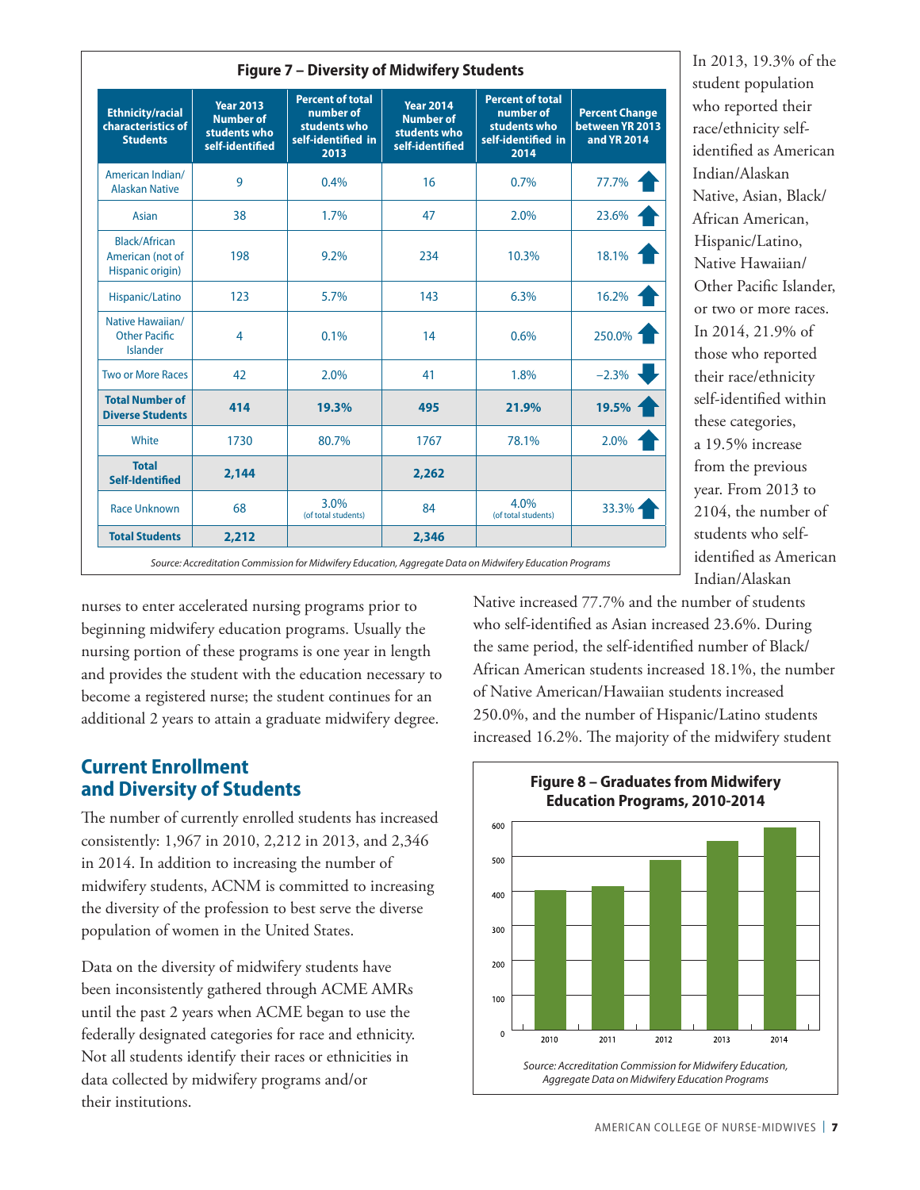**Figure 7 – Diversity of Midwifery Students**

| Ethnicity/racial characteristics of Students | Year 2013 Number of students who self-identified | Percent of total number of students who self-identified in 2013 | Year 2014 Number of students who self-identified | Percent of total number of students who self-identified in 2014 | Percent Change between YR 2013 and YR 2014 |
|---|---|---|---|---|---|
| American Indian/ Alaskan Native | 9 | 0.4% | 16 | 0.7% | 77.7% ↑ |
| Asian | 38 | 1.7% | 47 | 2.0% | 23.6% ↑ |
| Black/African American (not of Hispanic origin) | 198 | 9.2% | 234 | 10.3% | 18.1% ↑ |
| Hispanic/Latino | 123 | 5.7% | 143 | 6.3% | 16.2% ↑ |
| Native Hawaiian/ Other Pacific Islander | 4 | 0.1% | 14 | 0.6% | 250.0% ↑ |
| Two or More Races | 42 | 2.0% | 41 | 1.8% | –2.3% ↓ |
| **Total Number of Diverse Students** | **414** | **19.3%** | **495** | **21.9%** | **19.5%** ↑ |
| White | 1730 | 80.7% | 1767 | 78.1% | 2.0% ↑ |
| **Total Self-Identified** | **2,144** | | **2,262** | | |
| Race Unknown | 68 | 3.0% (of total students) | 84 | 4.0% (of total students) | 33.3% ↑ |
| **Total Students** | **2,212** | | **2,346** | | |

*Source: Accreditation Commission for Midwifery Education, Aggregate Data on Midwifery Education Programs*

nurses to enter accelerated nursing programs prior to beginning midwifery education programs. Usually the nursing portion of these programs is one year in length and provides the student with the education necessary to become a registered nurse; the student continues for an additional 2 years to attain a graduate midwifery degree.

## Current Enrollment and Diversity of Students

The number of currently enrolled students has increased consistently: 1,967 in 2010, 2,212 in 2013, and 2,346 in 2014. In addition to increasing the number of midwifery students, ACNM is committed to increasing the diversity of the profession to best serve the diverse population of women in the United States.

Data on the diversity of midwifery students have been inconsistently gathered through ACME AMRs until the past 2 years when ACME began to use the federally designated categories for race and ethnicity. Not all students identify their races or ethnicities in data collected by midwifery programs and/or their institutions.

In 2013, 19.3% of the student population who reported their race/ethnicity self-identified as American Indian/Alaskan Native, Asian, Black/African American, Hispanic/Latino, Native Hawaiian/Other Pacific Islander, or two or more races. In 2014, 21.9% of those who reported their race/ethnicity self-identified within these categories, a 19.5% increase from the previous year. From 2013 to 2104, the number of students who self-identified as American Indian/Alaskan Native increased 77.7% and the number of students who self-identified as Asian increased 23.6%. During the same period, the self-identified number of Black/African American students increased 18.1%, the number of Native American/Hawaiian students increased 250.0%, and the number of Hispanic/Latino students increased 16.2%. The majority of the midwifery student

**Figure 8 – Graduates from Midwifery Education Programs, 2010-2014**

*Source: Accreditation Commission for Midwifery Education, Aggregate Data on Midwifery Education Programs*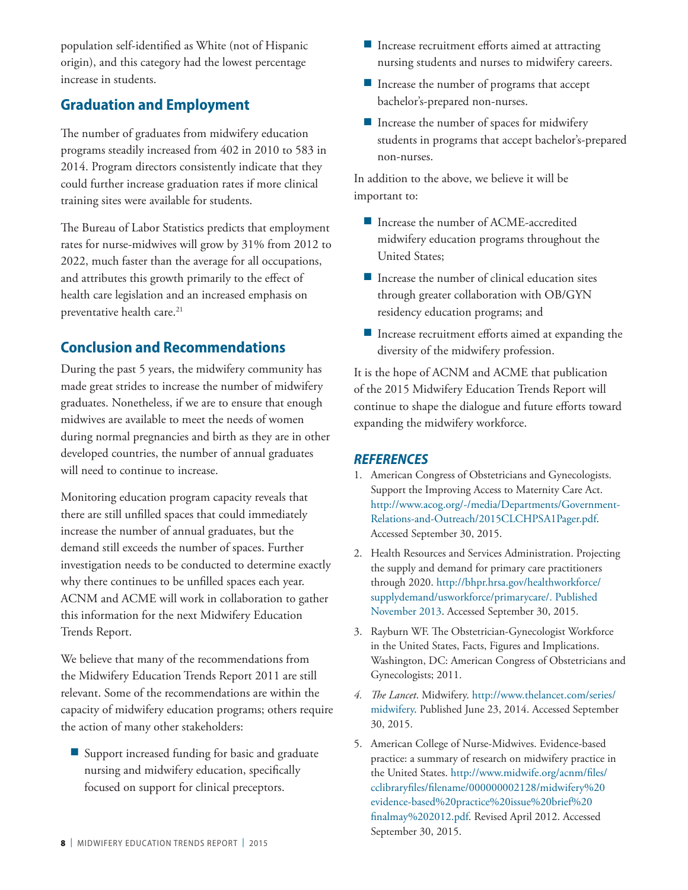population self-identified as White (not of Hispanic origin), and this category had the lowest percentage increase in students.

## Graduation and Employment

The number of graduates from midwifery education programs steadily increased from 402 in 2010 to 583 in 2014. Program directors consistently indicate that they could further increase graduation rates if more clinical training sites were available for students.

The Bureau of Labor Statistics predicts that employment rates for nurse-midwives will grow by 31% from 2012 to 2022, much faster than the average for all occupations, and attributes this growth primarily to the effect of health care legislation and an increased emphasis on preventative health care.[21]

## Conclusion and Recommendations

During the past 5 years, the midwifery community has made great strides to increase the number of midwifery graduates. Nonetheless, if we are to ensure that enough midwives are available to meet the needs of women during normal pregnancies and birth as they are in other developed countries, the number of annual graduates will need to continue to increase.

Monitoring education program capacity reveals that there are still unfilled spaces that could immediately increase the number of annual graduates, but the demand still exceeds the number of spaces. Further investigation needs to be conducted to determine exactly why there continues to be unfilled spaces each year. ACNM and ACME will work in collaboration to gather this information for the next Midwifery Education Trends Report.

We believe that many of the recommendations from the Midwifery Education Trends Report 2011 are still relevant. Some of the recommendations are within the capacity of midwifery education programs; others require the action of many other stakeholders:

- Support increased funding for basic and graduate nursing and midwifery education, specifically focused on support for clinical preceptors.
- Increase recruitment efforts aimed at attracting nursing students and nurses to midwifery careers.
- Increase the number of programs that accept bachelor's-prepared non-nurses.
- Increase the number of spaces for midwifery students in programs that accept bachelor's-prepared non-nurses.

In addition to the above, we believe it will be important to:

- Increase the number of ACME-accredited midwifery education programs throughout the United States;
- Increase the number of clinical education sites through greater collaboration with OB/GYN residency education programs; and
- Increase recruitment efforts aimed at expanding the diversity of the midwifery profession.

It is the hope of ACNM and ACME that publication of the 2015 Midwifery Education Trends Report will continue to shape the dialogue and future efforts toward expanding the midwifery workforce.

### *REFERENCES*

1. American Congress of Obstetricians and Gynecologists. Support the Improving Access to Maternity Care Act. http://www.acog.org/-/media/Departments/Government-Relations-and-Outreach/2015CLCHPSA1Pager.pdf. Accessed September 30, 2015.
2. Health Resources and Services Administration. Projecting the supply and demand for primary care practitioners through 2020. http://bhpr.hrsa.gov/healthworkforce/supplydemand/usworkforce/primarycare/. Published November 2013. Accessed September 30, 2015.
3. Rayburn WF. The Obstetrician-Gynecologist Workforce in the United States, Facts, Figures and Implications. Washington, DC: American Congress of Obstetricians and Gynecologists; 2011.
4. *The Lancet*. Midwifery. http://www.thelancet.com/series/midwifery. Published June 23, 2014. Accessed September 30, 2015.
5. American College of Nurse-Midwives. Evidence-based practice: a summary of research on midwifery practice in the United States. http://www.midwife.org/acnm/files/cclibraryfiles/filename/000000002128/midwifery%20evidence-based%20practice%20issue%20brief%20finalmay%202012.pdf. Revised April 2012. Accessed September 30, 2015.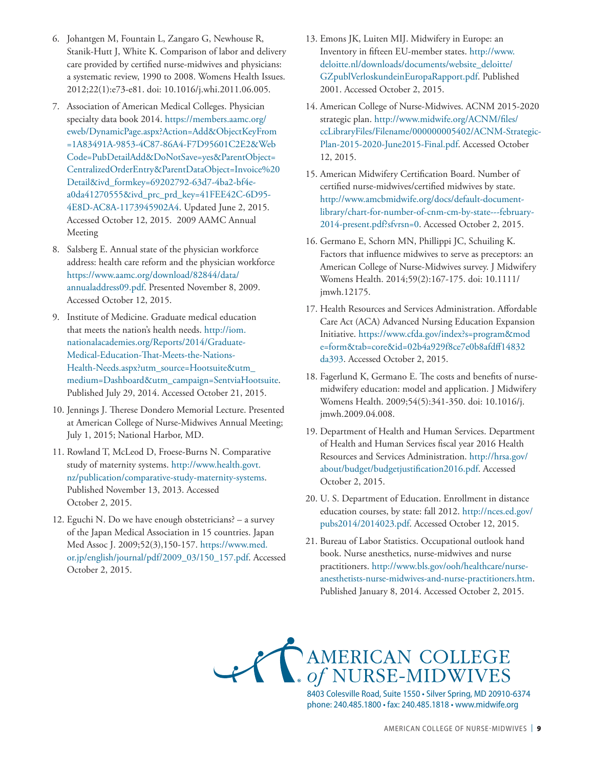6. Johantgen M, Fountain L, Zangaro G, Newhouse R, Stanik-Hutt J, White K. Comparison of labor and delivery care provided by certified nurse-midwives and physicians: a systematic review, 1990 to 2008. Womens Health Issues. 2012;22(1):e73-e81. doi: 10.1016/j.whi.2011.06.005.

7. Association of American Medical Colleges. Physician specialty data book 2014. https://members.aamc.org/eweb/DynamicPage.aspx?Action=Add&ObjectKeyFrom=1A83491A-9853-4C87-86A4-F7D95601C2E2&WebCode=PubDetailAdd&DoNotSave=yes&ParentObject=CentralizedOrderEntry&ParentDataObject=Invoice%20Detail&ivd_formkey=69202792-63d7-4ba2-bf4e-a0da41270555&ivd_prc_prd_key=41FEE42C-6D95-4E8D-AC8A-1173945902A4. Updated June 2, 2015. Accessed October 12, 2015. 2009 AAMC Annual Meeting

8. Salsberg E. Annual state of the physician workforce address: health care reform and the physician workforce https://www.aamc.org/download/82844/data/annualaddress09.pdf. Presented November 8, 2009. Accessed October 12, 2015.

9. Institute of Medicine. Graduate medical education that meets the nation's health needs. http://iom.nationalacademies.org/Reports/2014/Graduate-Medical-Education-That-Meets-the-Nations-Health-Needs.aspx?utm_source=Hootsuite&utm_medium=Dashboard&utm_campaign=SentviaHootsuite. Published July 29, 2014. Accessed October 21, 2015.

10. Jennings J. Therese Dondero Memorial Lecture. Presented at American College of Nurse-Midwives Annual Meeting; July 1, 2015; National Harbor, MD.

11. Rowland T, McLeod D, Froese-Burns N. Comparative study of maternity systems. http://www.health.govt.nz/publication/comparative-study-maternity-systems. Published November 13, 2013. Accessed October 2, 2015.

12. Eguchi N. Do we have enough obstetricians? – a survey of the Japan Medical Association in 15 countries. Japan Med Assoc J. 2009;52(3),150-157. https://www.med.or.jp/english/journal/pdf/2009_03/150_157.pdf. Accessed October 2, 2015.

13. Emons JK, Luiten MIJ. Midwifery in Europe: an Inventory in fifteen EU-member states. http://www.deloitte.nl/downloads/documents/website_deloitte/GZpublVerloskundeinEuropaRapport.pdf. Published 2001. Accessed October 2, 2015.

14. American College of Nurse-Midwives. ACNM 2015-2020 strategic plan. http://www.midwife.org/ACNM/files/ccLibraryFiles/Filename/000000005402/ACNM-Strategic-Plan-2015-2020-June2015-Final.pdf. Accessed October 12, 2015.

15. American Midwifery Certification Board. Number of certified nurse-midwives/certified midwives by state. http://www.amcbmidwife.org/docs/default-document-library/chart-for-number-of-cnm-cm-by-state---february-2014-present.pdf?sfvrsn=0. Accessed October 2, 2015.

16. Germano E, Schorn MN, Phillippi JC, Schuiling K. Factors that influence midwives to serve as preceptors: an American College of Nurse-Midwives survey. J Midwifery Womens Health. 2014;59(2):167-175. doi: 10.1111/jmwh.12175.

17. Health Resources and Services Administration. Affordable Care Act (ACA) Advanced Nursing Education Expansion Initiative. https://www.cfda.gov/index?s=program&mode=form&tab=core&id=02b4a929f8ce7e0b8afdff14832da393. Accessed October 2, 2015.

18. Fagerlund K, Germano E. The costs and benefits of nurse-midwifery education: model and application. J Midwifery Womens Health. 2009;54(5):341-350. doi: 10.1016/j.jmwh.2009.04.008.

19. Department of Health and Human Services. Department of Health and Human Services fiscal year 2016 Health Resources and Services Administration. http://hrsa.gov/about/budget/budgetjustification2016.pdf. Accessed October 2, 2015.

20. U. S. Department of Education. Enrollment in distance education courses, by state: fall 2012. http://nces.ed.gov/pubs2014/2014023.pdf. Accessed October 12, 2015.

21. Bureau of Labor Statistics. Occupational outlook hand book. Nurse anesthetics, nurse-midwives and nurse practitioners. http://www.bls.gov/ooh/healthcare/nurse-anesthetists-nurse-midwives-and-nurse-practitioners.htm. Published January 8, 2014. Accessed October 2, 2015.

AMERICAN COLLEGE *of* NURSE-MIDWIVES
8403 Colesville Road, Suite 1550 • Silver Spring, MD 20910-6374
phone: 240.485.1800 • fax: 240.485.1818 • www.midwife.org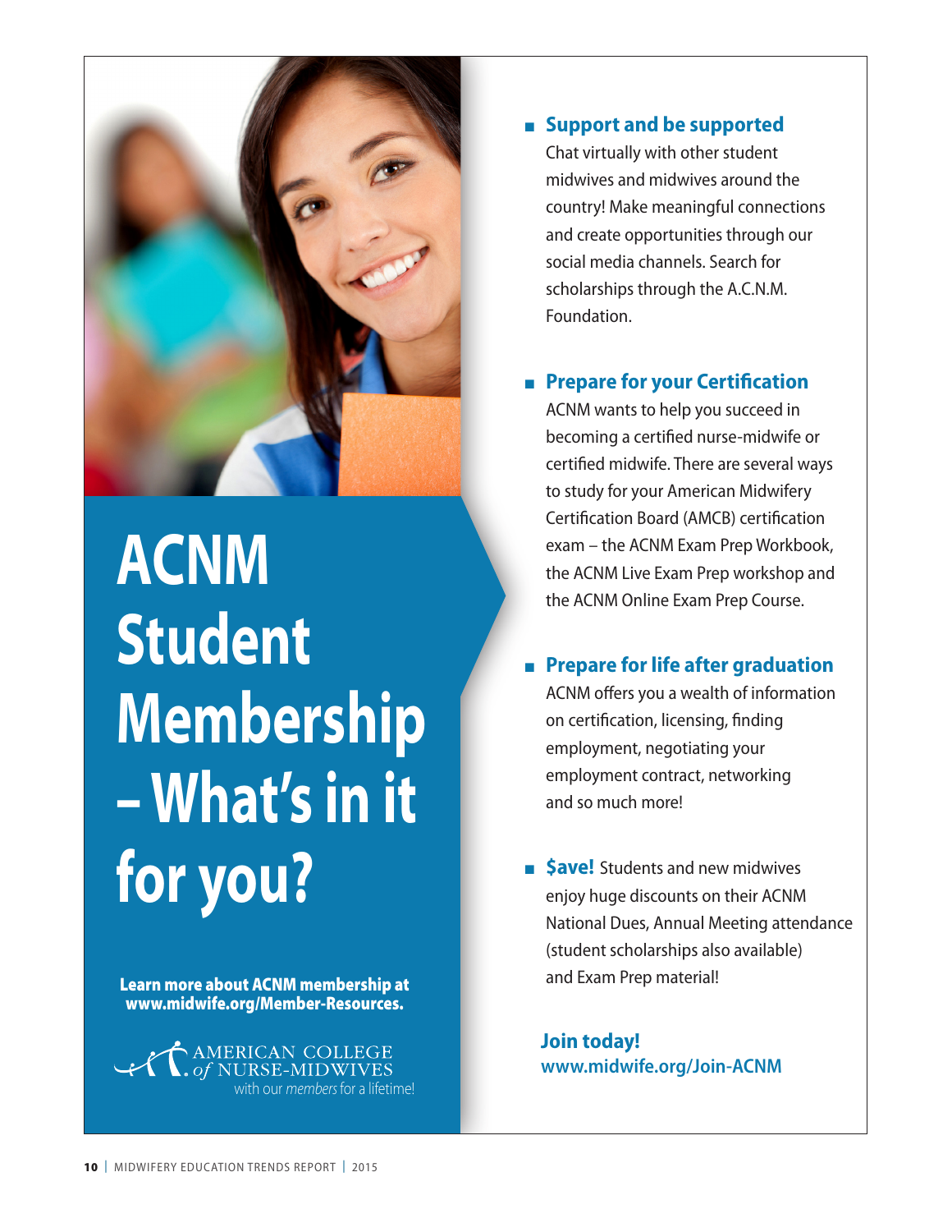# ACNM Student Membership – What's in it for you?

**Learn more about ACNM membership at www.midwife.org/Member-Resources.**

AMERICAN COLLEGE of NURSE-MIDWIVES
with our *members* for a lifetime!

- **Support and be supported**
  Chat virtually with other student midwives and midwives around the country! Make meaningful connections and create opportunities through our social media channels. Search for scholarships through the A.C.N.M. Foundation.

- **Prepare for your Certification**
  ACNM wants to help you succeed in becoming a certified nurse-midwife or certified midwife. There are several ways to study for your American Midwifery Certification Board (AMCB) certification exam – the ACNM Exam Prep Workbook, the ACNM Live Exam Prep workshop and the ACNM Online Exam Prep Course.

- **Prepare for life after graduation**
  ACNM offers you a wealth of information on certification, licensing, finding employment, negotiating your employment contract, networking and so much more!

- **$ave!** Students and new midwives enjoy huge discounts on their ACNM National Dues, Annual Meeting attendance (student scholarships also available) and Exam Prep material!

**Join today!**
**www.midwife.org/Join-ACNM**